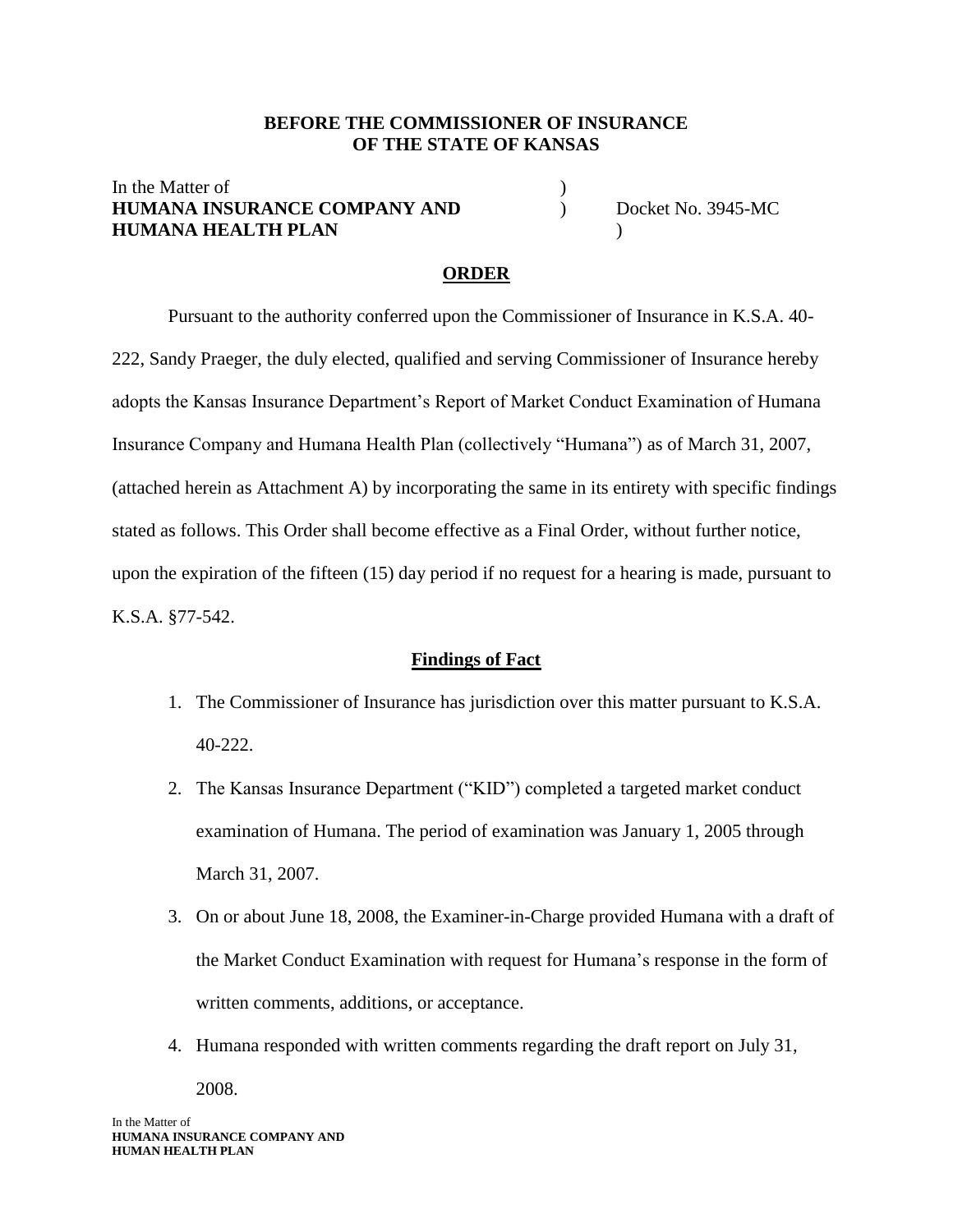**BEFORE THE COMMISSIONER OF INSURANCE**
**OF THE STATE OF KANSAS**

| | | |
|---|---|---|
| In the Matter of | ) | |
| **HUMANA INSURANCE COMPANY AND** | ) | Docket No. 3945-MC |
| **HUMANA HEALTH PLAN** | ) | |

## ORDER

Pursuant to the authority conferred upon the Commissioner of Insurance in K.S.A. 40-222, Sandy Praeger, the duly elected, qualified and serving Commissioner of Insurance hereby adopts the Kansas Insurance Department's Report of Market Conduct Examination of Humana Insurance Company and Humana Health Plan (collectively "Humana") as of March 31, 2007, (attached herein as Attachment A) by incorporating the same in its entirety with specific findings stated as follows. This Order shall become effective as a Final Order, without further notice, upon the expiration of the fifteen (15) day period if no request for a hearing is made, pursuant to K.S.A. §77-542.

### Findings of Fact

1. The Commissioner of Insurance has jurisdiction over this matter pursuant to K.S.A. 40-222.
2. The Kansas Insurance Department ("KID") completed a targeted market conduct examination of Humana. The period of examination was January 1, 2005 through March 31, 2007.
3. On or about June 18, 2008, the Examiner-in-Charge provided Humana with a draft of the Market Conduct Examination with request for Humana's response in the form of written comments, additions, or acceptance.
4. Humana responded with written comments regarding the draft report on July 31, 2008.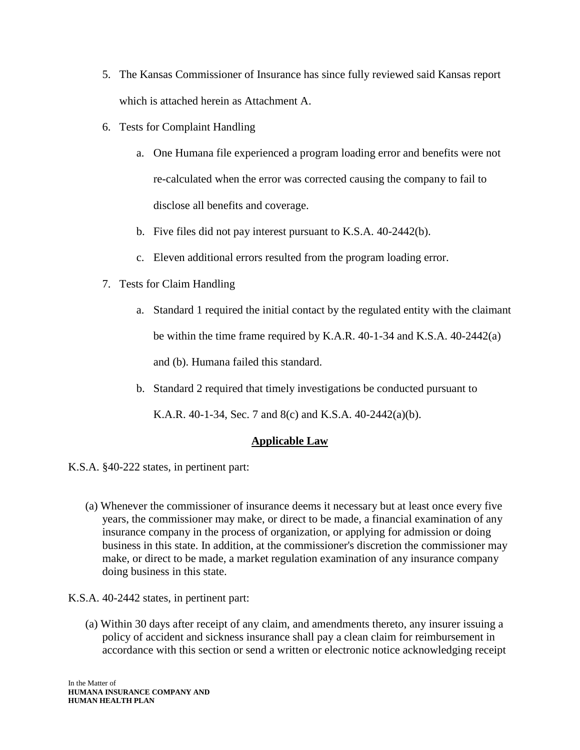5. The Kansas Commissioner of Insurance has since fully reviewed said Kansas report which is attached herein as Attachment A.

6. Tests for Complaint Handling

   a. One Humana file experienced a program loading error and benefits were not re-calculated when the error was corrected causing the company to fail to disclose all benefits and coverage.

   b. Five files did not pay interest pursuant to K.S.A. 40-2442(b).

   c. Eleven additional errors resulted from the program loading error.

7. Tests for Claim Handling

   a. Standard 1 required the initial contact by the regulated entity with the claimant be within the time frame required by K.A.R. 40-1-34 and K.S.A. 40-2442(a) and (b). Humana failed this standard.

   b. Standard 2 required that timely investigations be conducted pursuant to K.A.R. 40-1-34, Sec. 7 and 8(c) and K.S.A. 40-2442(a)(b).

## Applicable Law

K.S.A. §40-222 states, in pertinent part:

> (a) Whenever the commissioner of insurance deems it necessary but at least once every five years, the commissioner may make, or direct to be made, a financial examination of any insurance company in the process of organization, or applying for admission or doing business in this state. In addition, at the commissioner's discretion the commissioner may make, or direct to be made, a market regulation examination of any insurance company doing business in this state.

K.S.A. 40-2442 states, in pertinent part:

> (a) Within 30 days after receipt of any claim, and amendments thereto, any insurer issuing a policy of accident and sickness insurance shall pay a clean claim for reimbursement in accordance with this section or send a written or electronic notice acknowledging receipt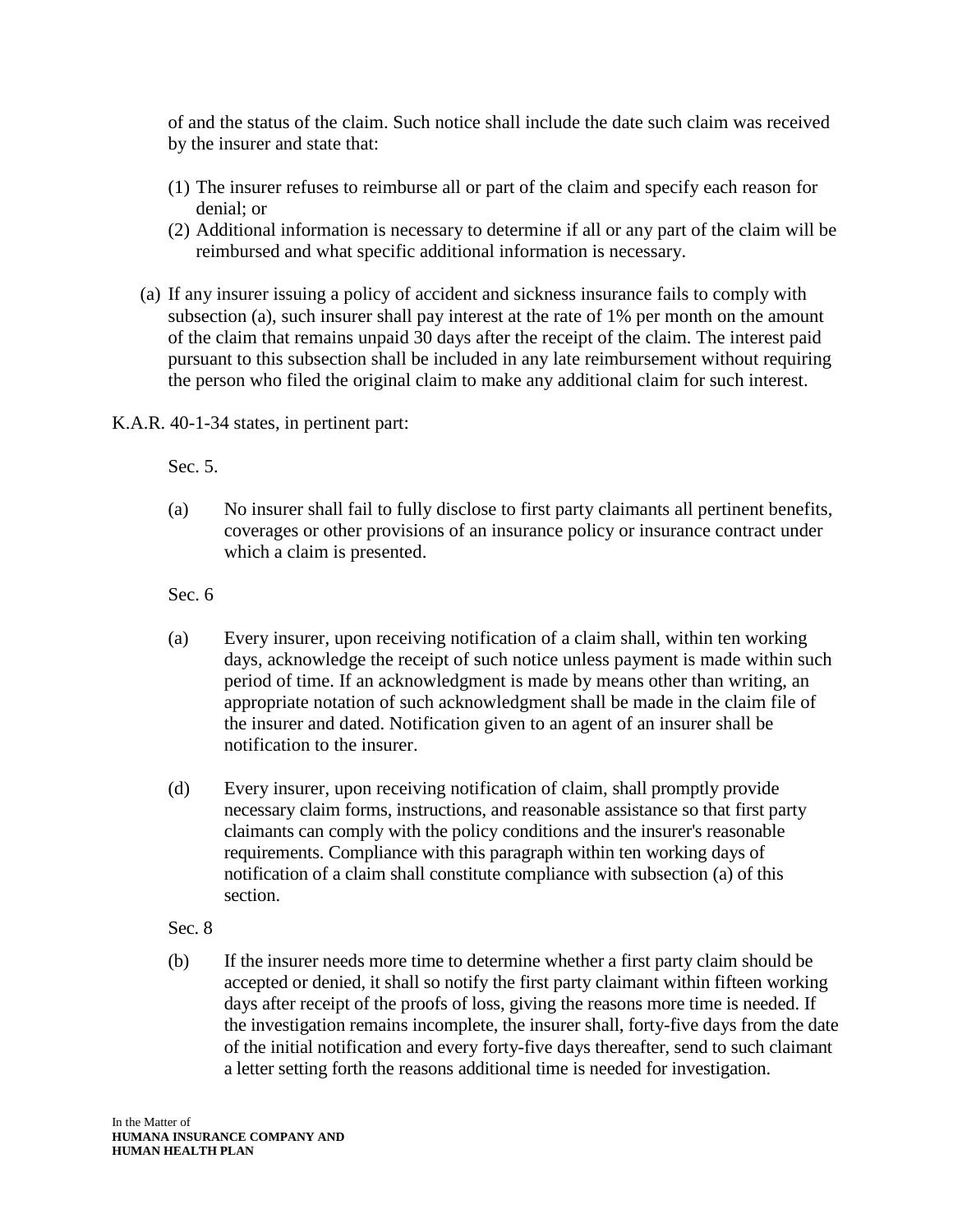of and the status of the claim. Such notice shall include the date such claim was received by the insurer and state that:

(1) The insurer refuses to reimburse all or part of the claim and specify each reason for denial; or
(2) Additional information is necessary to determine if all or any part of the claim will be reimbursed and what specific additional information is necessary.

(a) If any insurer issuing a policy of accident and sickness insurance fails to comply with subsection (a), such insurer shall pay interest at the rate of 1% per month on the amount of the claim that remains unpaid 30 days after the receipt of the claim. The interest paid pursuant to this subsection shall be included in any late reimbursement without requiring the person who filed the original claim to make any additional claim for such interest.

K.A.R. 40-1-34 states, in pertinent part:

Sec. 5.

(a) No insurer shall fail to fully disclose to first party claimants all pertinent benefits, coverages or other provisions of an insurance policy or insurance contract under which a claim is presented.

Sec. 6

(a) Every insurer, upon receiving notification of a claim shall, within ten working days, acknowledge the receipt of such notice unless payment is made within such period of time. If an acknowledgment is made by means other than writing, an appropriate notation of such acknowledgment shall be made in the claim file of the insurer and dated. Notification given to an agent of an insurer shall be notification to the insurer.

(d) Every insurer, upon receiving notification of claim, shall promptly provide necessary claim forms, instructions, and reasonable assistance so that first party claimants can comply with the policy conditions and the insurer's reasonable requirements. Compliance with this paragraph within ten working days of notification of a claim shall constitute compliance with subsection (a) of this section.

Sec. 8

(b) If the insurer needs more time to determine whether a first party claim should be accepted or denied, it shall so notify the first party claimant within fifteen working days after receipt of the proofs of loss, giving the reasons more time is needed. If the investigation remains incomplete, the insurer shall, forty-five days from the date of the initial notification and every forty-five days thereafter, send to such claimant a letter setting forth the reasons additional time is needed for investigation.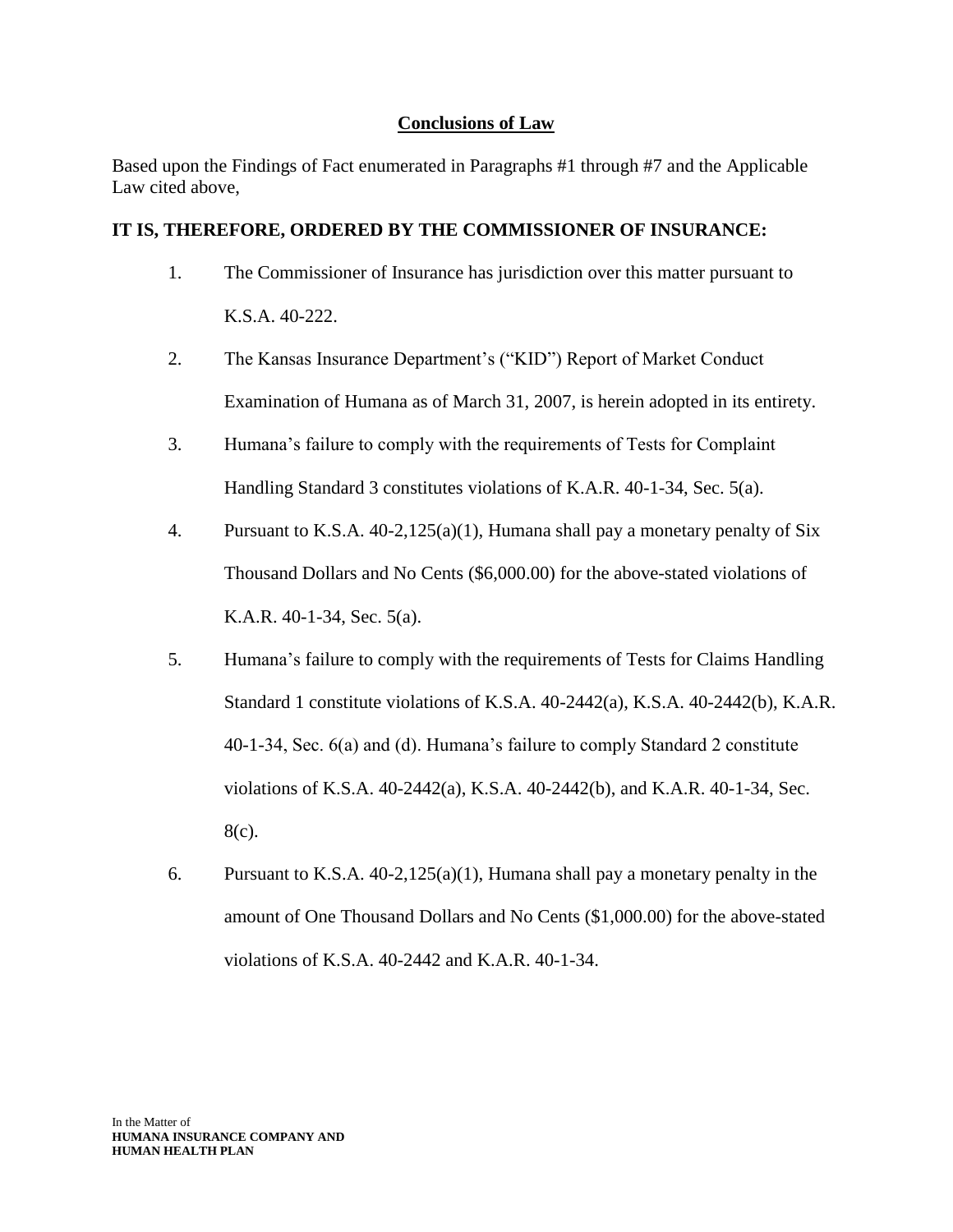## Conclusions of Law

Based upon the Findings of Fact enumerated in Paragraphs #1 through #7 and the Applicable Law cited above,

**IT IS, THEREFORE, ORDERED BY THE COMMISSIONER OF INSURANCE:**

1. The Commissioner of Insurance has jurisdiction over this matter pursuant to K.S.A. 40-222.

2. The Kansas Insurance Department's ("KID") Report of Market Conduct Examination of Humana as of March 31, 2007, is herein adopted in its entirety.

3. Humana's failure to comply with the requirements of Tests for Complaint Handling Standard 3 constitutes violations of K.A.R. 40-1-34, Sec. 5(a).

4. Pursuant to K.S.A. 40-2,125(a)(1), Humana shall pay a monetary penalty of Six Thousand Dollars and No Cents ($6,000.00) for the above-stated violations of K.A.R. 40-1-34, Sec. 5(a).

5. Humana's failure to comply with the requirements of Tests for Claims Handling Standard 1 constitute violations of K.S.A. 40-2442(a), K.S.A. 40-2442(b), K.A.R. 40-1-34, Sec. 6(a) and (d). Humana's failure to comply Standard 2 constitute violations of K.S.A. 40-2442(a), K.S.A. 40-2442(b), and K.A.R. 40-1-34, Sec. 8(c).

6. Pursuant to K.S.A. 40-2,125(a)(1), Humana shall pay a monetary penalty in the amount of One Thousand Dollars and No Cents ($1,000.00) for the above-stated violations of K.S.A. 40-2442 and K.A.R. 40-1-34.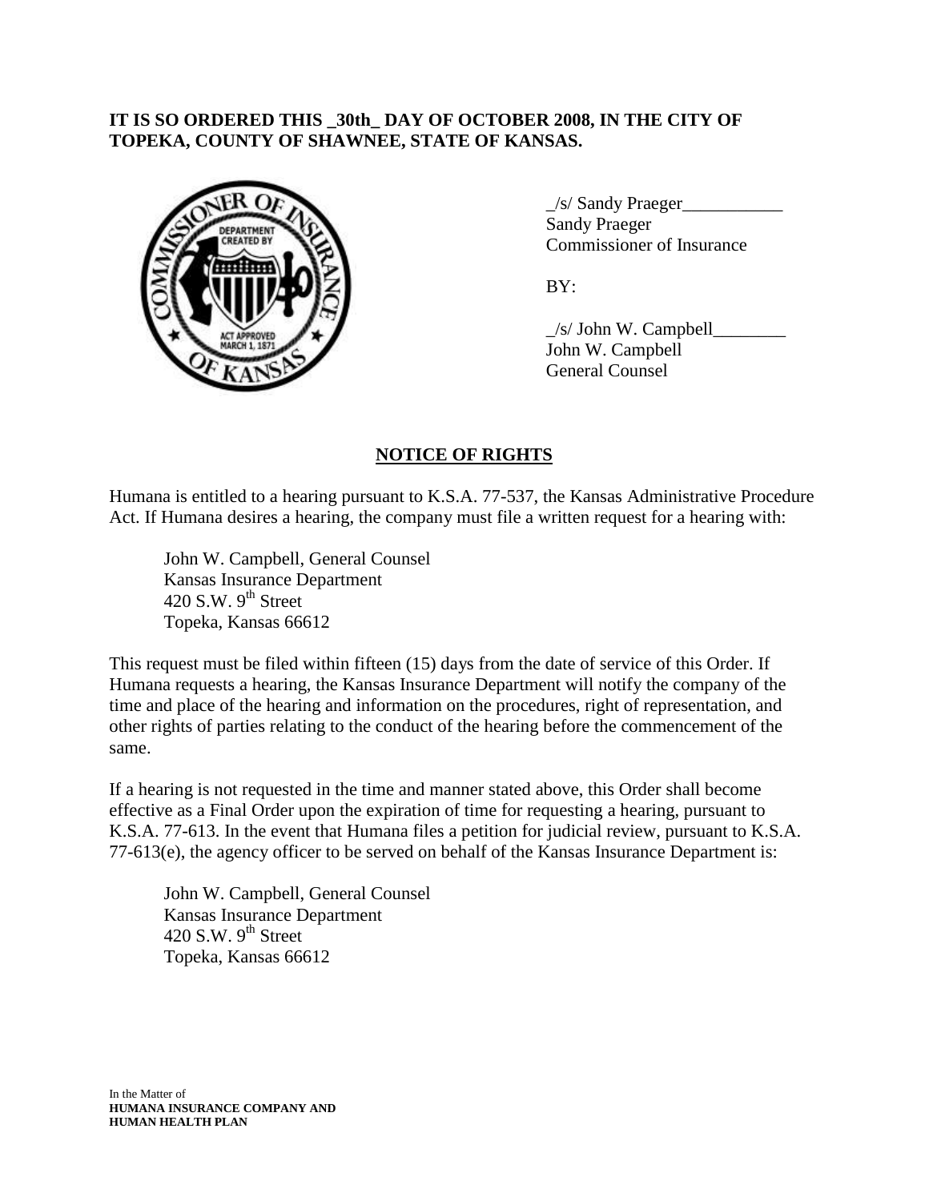**IT IS SO ORDERED THIS _30th_ DAY OF OCTOBER 2008, IN THE CITY OF TOPEKA, COUNTY OF SHAWNEE, STATE OF KANSAS.**

_/s/ Sandy Praeger___________
Sandy Praeger
Commissioner of Insurance

BY:

_/s/ John W. Campbell________
John W. Campbell
General Counsel

## NOTICE OF RIGHTS

Humana is entitled to a hearing pursuant to K.S.A. 77-537, the Kansas Administrative Procedure Act. If Humana desires a hearing, the company must file a written request for a hearing with:

John W. Campbell, General Counsel
Kansas Insurance Department
420 S.W. 9th Street
Topeka, Kansas 66612

This request must be filed within fifteen (15) days from the date of service of this Order. If Humana requests a hearing, the Kansas Insurance Department will notify the company of the time and place of the hearing and information on the procedures, right of representation, and other rights of parties relating to the conduct of the hearing before the commencement of the same.

If a hearing is not requested in the time and manner stated above, this Order shall become effective as a Final Order upon the expiration of time for requesting a hearing, pursuant to K.S.A. 77-613. In the event that Humana files a petition for judicial review, pursuant to K.S.A. 77-613(e), the agency officer to be served on behalf of the Kansas Insurance Department is:

John W. Campbell, General Counsel
Kansas Insurance Department
420 S.W. 9th Street
Topeka, Kansas 66612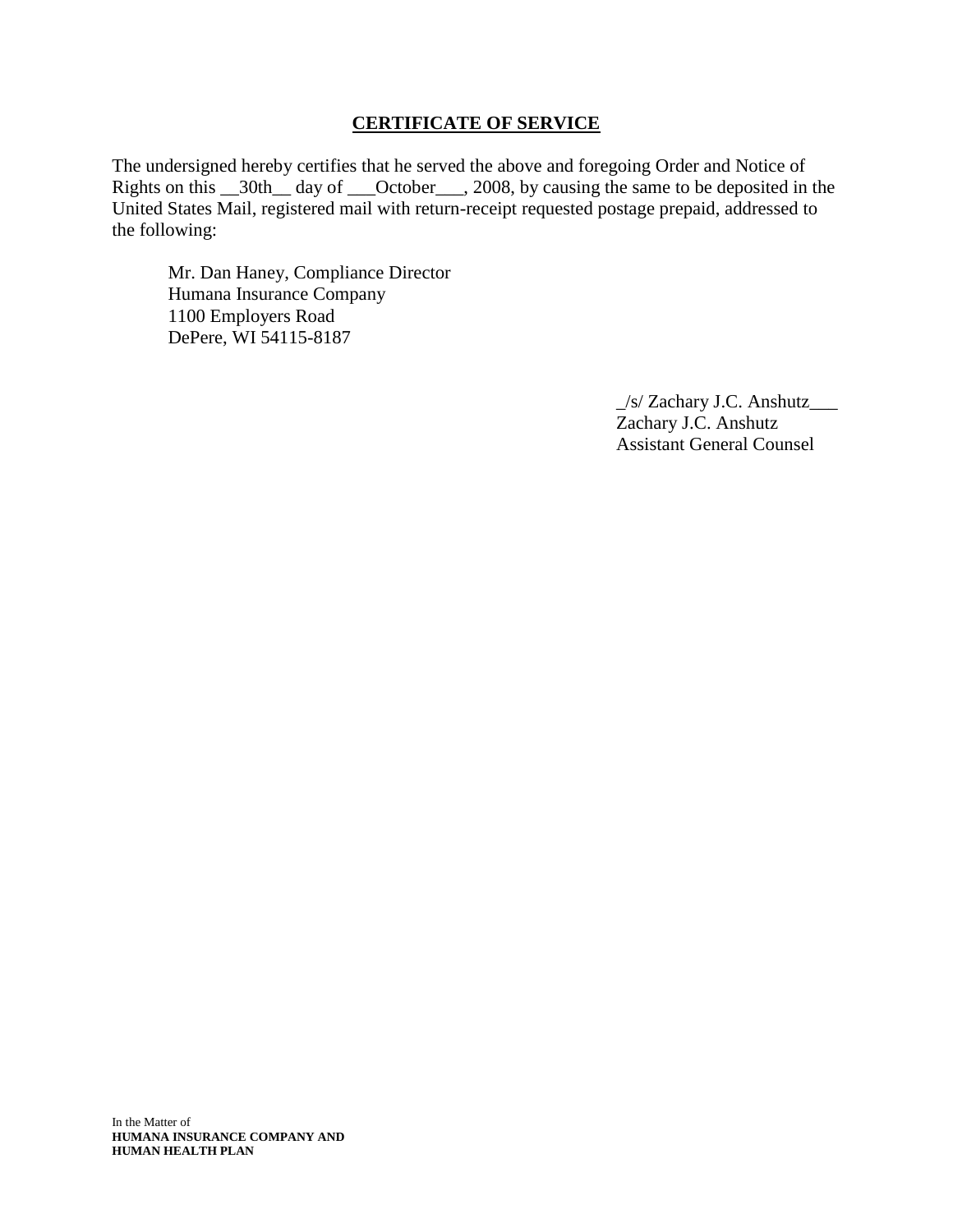## CERTIFICATE OF SERVICE

The undersigned hereby certifies that he served the above and foregoing Order and Notice of Rights on this __30th__ day of ___October___, 2008, by causing the same to be deposited in the United States Mail, registered mail with return-receipt requested postage prepaid, addressed to the following:

Mr. Dan Haney, Compliance Director
Humana Insurance Company
1100 Employers Road
DePere, WI 54115-8187

_/s/ Zachary J.C. Anshutz___
Zachary J.C. Anshutz
Assistant General Counsel